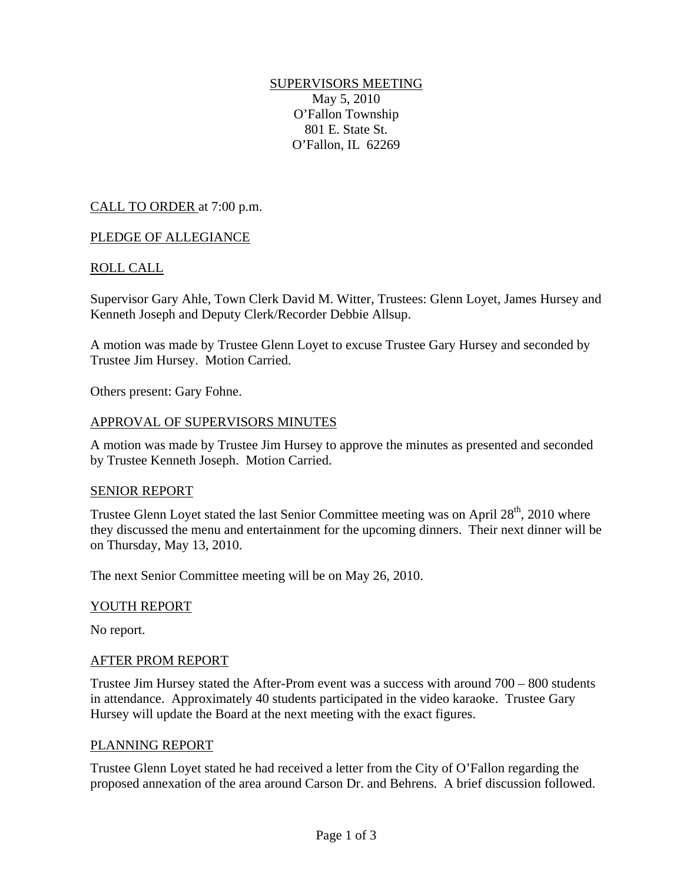SUPERVISORS MEETING

May 5, 2010

O'Fallon Township

801 E. State St.

O'Fallon, IL 62269

CALL TO ORDER at 7:00 p.m.

PLEDGE OF ALLEGIANCE

ROLL CALL

Supervisor Gary Ahle, Town Clerk David M. Witter, Trustees: Glenn Loyet, James Hursey and Kenneth Joseph and Deputy Clerk/Recorder Debbie Allsup.

A motion was made by Trustee Glenn Loyet to excuse Trustee Gary Hursey and seconded by Trustee Jim Hursey. Motion Carried.

Others present: Gary Fohne.

APPROVAL OF SUPERVISORS MINUTES

A motion was made by Trustee Jim Hursey to approve the minutes as presented and seconded by Trustee Kenneth Joseph. Motion Carried.

SENIOR REPORT

Trustee Glenn Loyet stated the last Senior Committee meeting was on April 28th, 2010 where they discussed the menu and entertainment for the upcoming dinners. Their next dinner will be on Thursday, May 13, 2010.

The next Senior Committee meeting will be on May 26, 2010.

YOUTH REPORT

No report.

AFTER PROM REPORT

Trustee Jim Hursey stated the After-Prom event was a success with around 700 – 800 students in attendance. Approximately 40 students participated in the video karaoke. Trustee Gary Hursey will update the Board at the next meeting with the exact figures.

PLANNING REPORT

Trustee Glenn Loyet stated he had received a letter from the City of O'Fallon regarding the proposed annexation of the area around Carson Dr. and Behrens. A brief discussion followed.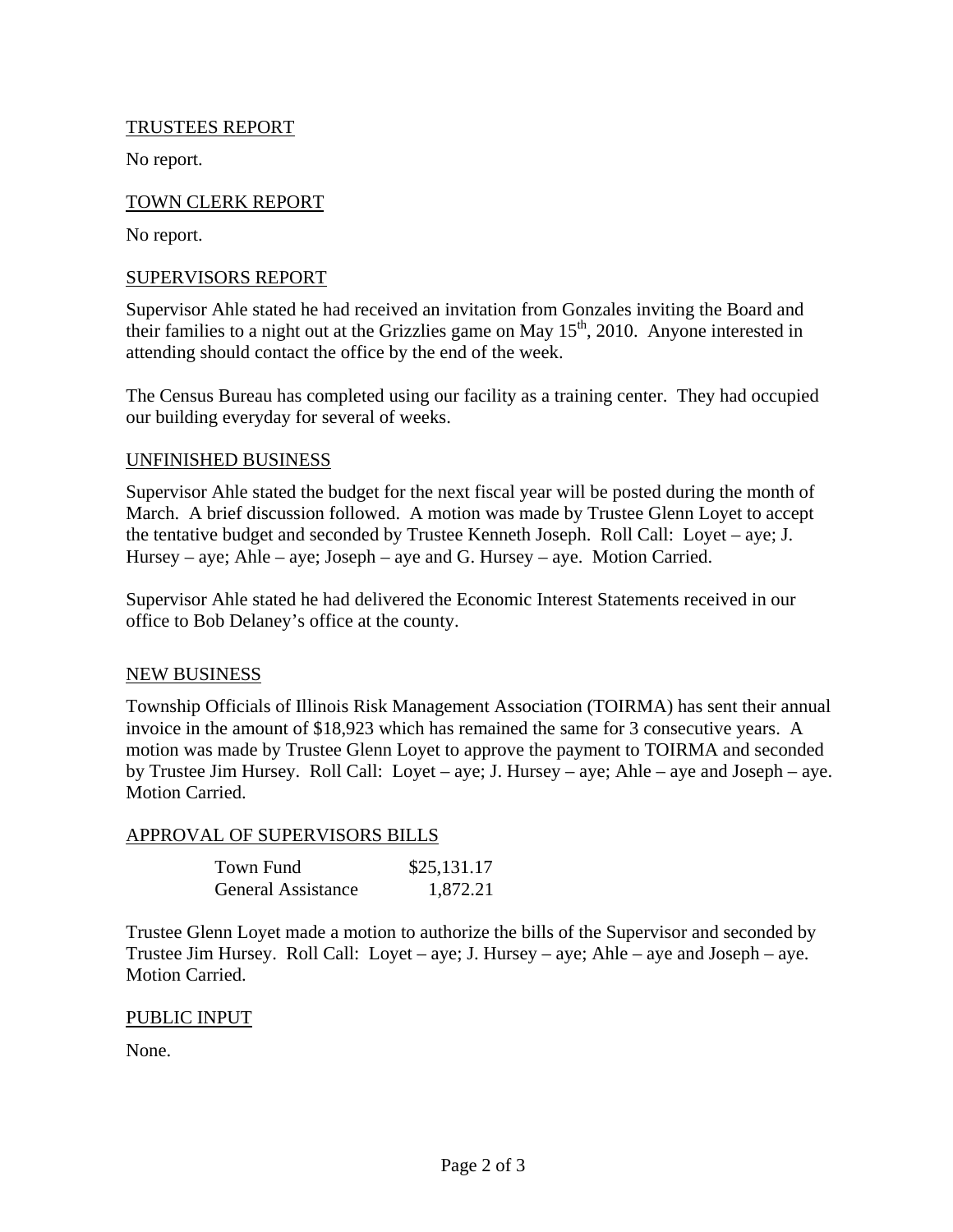## TRUSTEES REPORT

No report.

## TOWN CLERK REPORT

No report.

## SUPERVISORS REPORT

Supervisor Ahle stated he had received an invitation from Gonzales inviting the Board and their families to a night out at the Grizzlies game on May 15th, 2010. Anyone interested in attending should contact the office by the end of the week.

The Census Bureau has completed using our facility as a training center. They had occupied our building everyday for several of weeks.

## UNFINISHED BUSINESS

Supervisor Ahle stated the budget for the next fiscal year will be posted during the month of March. A brief discussion followed. A motion was made by Trustee Glenn Loyet to accept the tentative budget and seconded by Trustee Kenneth Joseph. Roll Call: Loyet – aye; J. Hursey – aye; Ahle – aye; Joseph – aye and G. Hursey – aye. Motion Carried.

Supervisor Ahle stated he had delivered the Economic Interest Statements received in our office to Bob Delaney's office at the county.

## NEW BUSINESS

Township Officials of Illinois Risk Management Association (TOIRMA) has sent their annual invoice in the amount of $18,923 which has remained the same for 3 consecutive years. A motion was made by Trustee Glenn Loyet to approve the payment to TOIRMA and seconded by Trustee Jim Hursey. Roll Call: Loyet – aye; J. Hursey – aye; Ahle – aye and Joseph – aye. Motion Carried.

## APPROVAL OF SUPERVISORS BILLS

| | |
|---|---|
| Town Fund | $25,131.17 |
| General Assistance | 1,872.21 |

Trustee Glenn Loyet made a motion to authorize the bills of the Supervisor and seconded by Trustee Jim Hursey. Roll Call: Loyet – aye; J. Hursey – aye; Ahle – aye and Joseph – aye. Motion Carried.

## PUBLIC INPUT

None.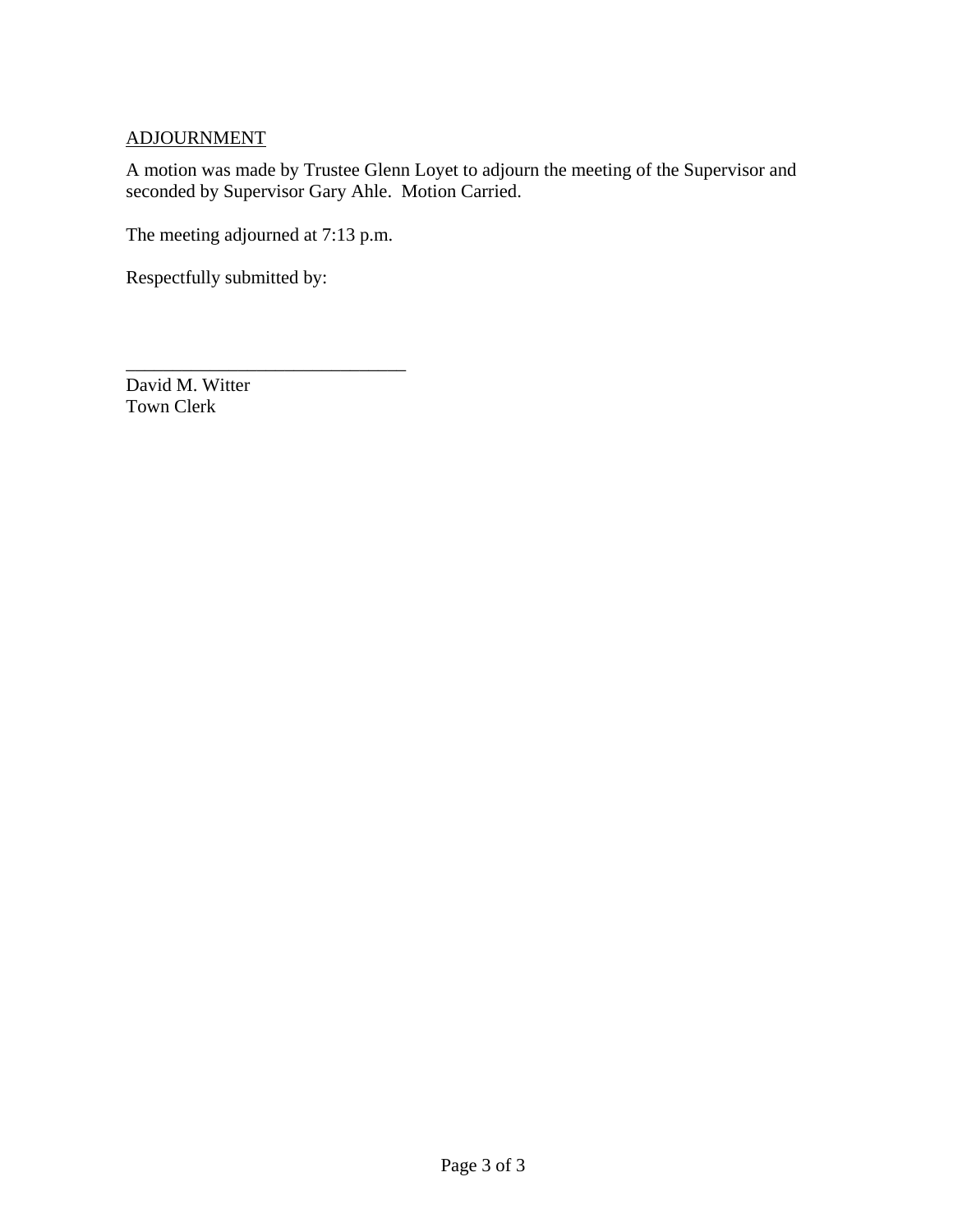## ADJOURNMENT

A motion was made by Trustee Glenn Loyet to adjourn the meeting of the Supervisor and seconded by Supervisor Gary Ahle. Motion Carried.

The meeting adjourned at 7:13 p.m.

Respectfully submitted by:

\_\_\_\_\_\_\_\_\_\_\_\_\_\_\_\_\_\_\_\_\_\_\_\_\_\_\_\_\_\_

David M. Witter
Town Clerk